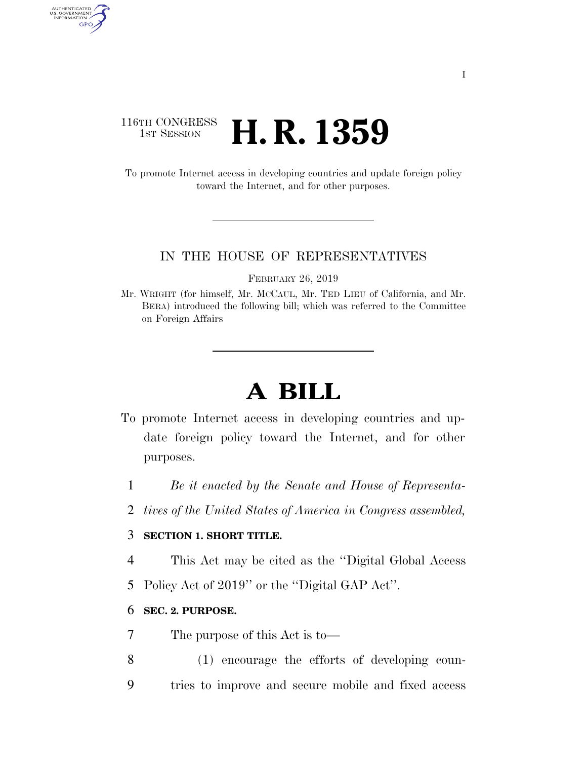116TH CONGRESS
1ST SESSION

# H. R. 1359

To promote Internet access in developing countries and update foreign policy toward the Internet, and for other purposes.

IN THE HOUSE OF REPRESENTATIVES

FEBRUARY 26, 2019

Mr. WRIGHT (for himself, Mr. MCCAUL, Mr. TED LIEU of California, and Mr. BERA) introduced the following bill; which was referred to the Committee on Foreign Affairs

# A BILL

To promote Internet access in developing countries and update foreign policy toward the Internet, and for other purposes.

1 *Be it enacted by the Senate and House of Representa-*
2 *tives of the United States of America in Congress assembled,*

3 **SECTION 1. SHORT TITLE.**

4 This Act may be cited as the ''Digital Global Access
5 Policy Act of 2019'' or the ''Digital GAP Act''.

6 **SEC. 2. PURPOSE.**

7 The purpose of this Act is to—

8 (1) encourage the efforts of developing coun-
9 tries to improve and secure mobile and fixed access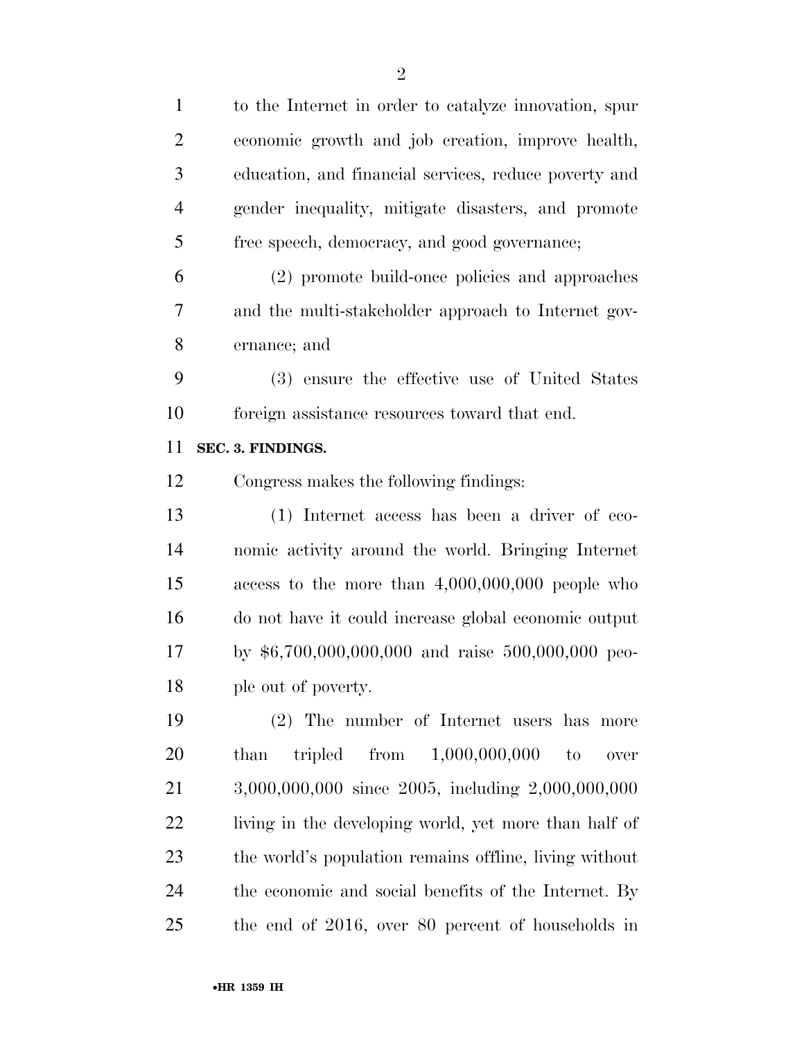to the Internet in order to catalyze innovation, spur economic growth and job creation, improve health, education, and financial services, reduce poverty and gender inequality, mitigate disasters, and promote free speech, democracy, and good governance;

(2) promote build-once policies and approaches and the multi-stakeholder approach to Internet governance; and

(3) ensure the effective use of United States foreign assistance resources toward that end.

**SEC. 3. FINDINGS.**

Congress makes the following findings:

(1) Internet access has been a driver of economic activity around the world. Bringing Internet access to the more than 4,000,000,000 people who do not have it could increase global economic output by $6,700,000,000,000 and raise 500,000,000 people out of poverty.

(2) The number of Internet users has more than tripled from 1,000,000,000 to over 3,000,000,000 since 2005, including 2,000,000,000 living in the developing world, yet more than half of the world's population remains offline, living without the economic and social benefits of the Internet. By the end of 2016, over 80 percent of households in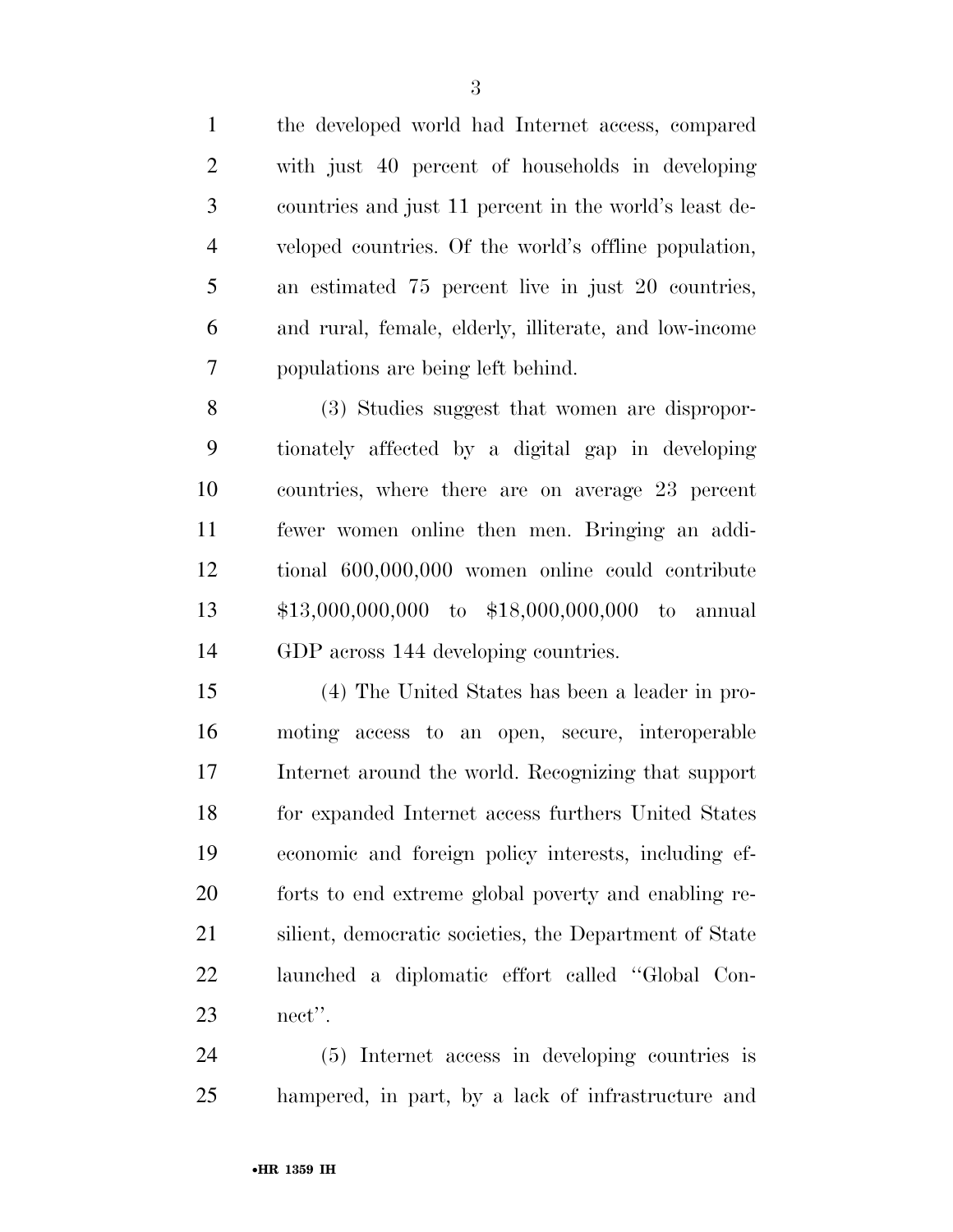the developed world had Internet access, compared with just 40 percent of households in developing countries and just 11 percent in the world's least developed countries. Of the world's offline population, an estimated 75 percent live in just 20 countries, and rural, female, elderly, illiterate, and low-income populations are being left behind.

(3) Studies suggest that women are disproportionately affected by a digital gap in developing countries, where there are on average 23 percent fewer women online then men. Bringing an additional 600,000,000 women online could contribute $13,000,000,000 to $18,000,000,000 to annual GDP across 144 developing countries.

(4) The United States has been a leader in promoting access to an open, secure, interoperable Internet around the world. Recognizing that support for expanded Internet access furthers United States economic and foreign policy interests, including efforts to end extreme global poverty and enabling resilient, democratic societies, the Department of State launched a diplomatic effort called "Global Connect".

(5) Internet access in developing countries is hampered, in part, by a lack of infrastructure and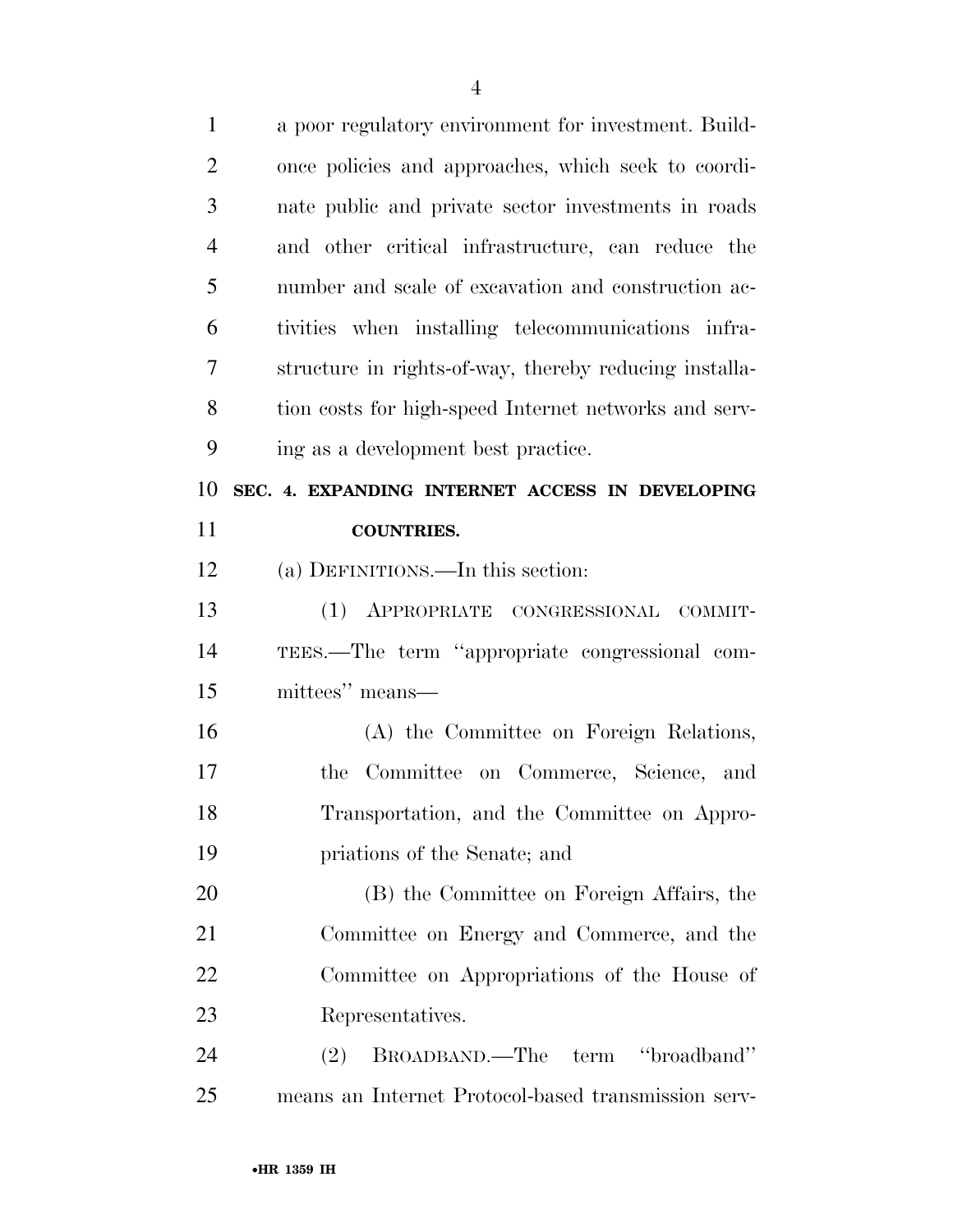a poor regulatory environment for investment. Build-once policies and approaches, which seek to coordinate public and private sector investments in roads and other critical infrastructure, can reduce the number and scale of excavation and construction activities when installing telecommunications infrastructure in rights-of-way, thereby reducing installation costs for high-speed Internet networks and serving as a development best practice.

## SEC. 4. EXPANDING INTERNET ACCESS IN DEVELOPING COUNTRIES.

(a) DEFINITIONS.—In this section:

(1) APPROPRIATE CONGRESSIONAL COMMITTEES.—The term ''appropriate congressional committees'' means—

(A) the Committee on Foreign Relations, the Committee on Commerce, Science, and Transportation, and the Committee on Appropriations of the Senate; and

(B) the Committee on Foreign Affairs, the Committee on Energy and Commerce, and the Committee on Appropriations of the House of Representatives.

(2) BROADBAND.—The term ''broadband'' means an Internet Protocol-based transmission serv-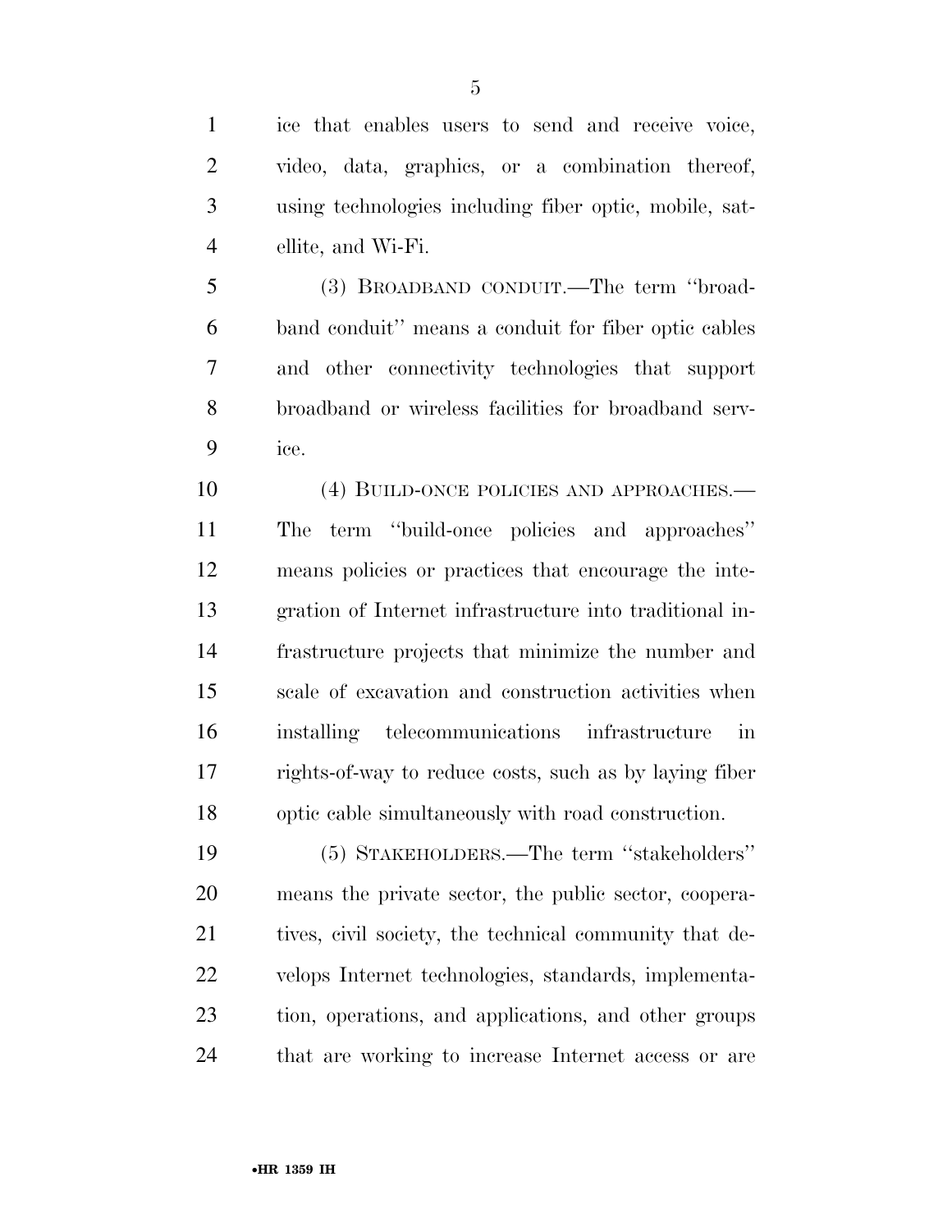ice that enables users to send and receive voice, video, data, graphics, or a combination thereof, using technologies including fiber optic, mobile, satellite, and Wi-Fi.

(3) BROADBAND CONDUIT.—The term "broadband conduit" means a conduit for fiber optic cables and other connectivity technologies that support broadband or wireless facilities for broadband service.

(4) BUILD-ONCE POLICIES AND APPROACHES.—The term "build-once policies and approaches" means policies or practices that encourage the integration of Internet infrastructure into traditional infrastructure projects that minimize the number and scale of excavation and construction activities when installing telecommunications infrastructure in rights-of-way to reduce costs, such as by laying fiber optic cable simultaneously with road construction.

(5) STAKEHOLDERS.—The term "stakeholders" means the private sector, the public sector, cooperatives, civil society, the technical community that develops Internet technologies, standards, implementation, operations, and applications, and other groups that are working to increase Internet access or are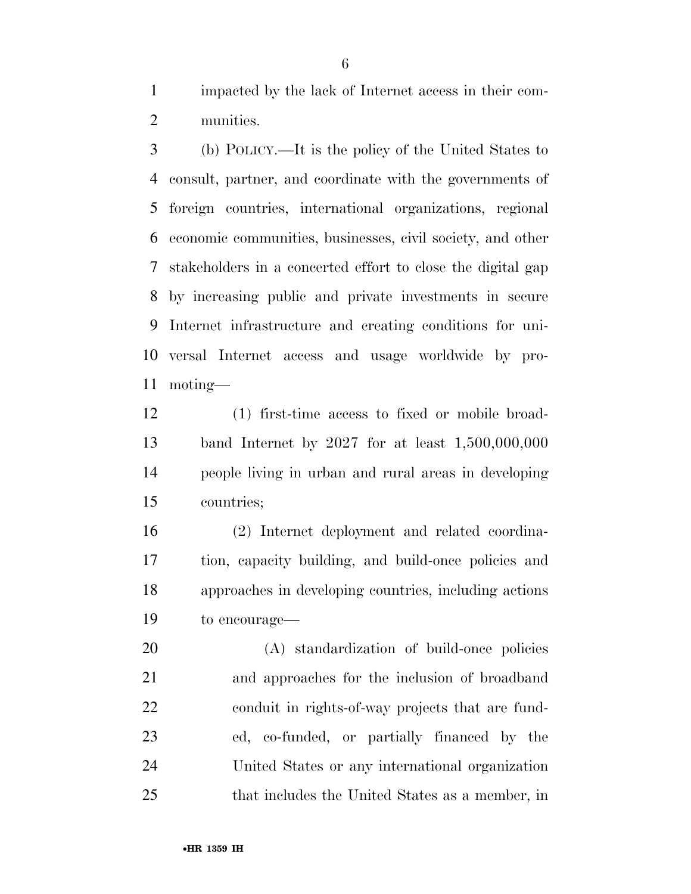impacted by the lack of Internet access in their communities.

(b) POLICY.—It is the policy of the United States to consult, partner, and coordinate with the governments of foreign countries, international organizations, regional economic communities, businesses, civil society, and other stakeholders in a concerted effort to close the digital gap by increasing public and private investments in secure Internet infrastructure and creating conditions for universal Internet access and usage worldwide by promoting—

(1) first-time access to fixed or mobile broadband Internet by 2027 for at least 1,500,000,000 people living in urban and rural areas in developing countries;

(2) Internet deployment and related coordination, capacity building, and build-once policies and approaches in developing countries, including actions to encourage—

(A) standardization of build-once policies and approaches for the inclusion of broadband conduit in rights-of-way projects that are funded, co-funded, or partially financed by the United States or any international organization that includes the United States as a member, in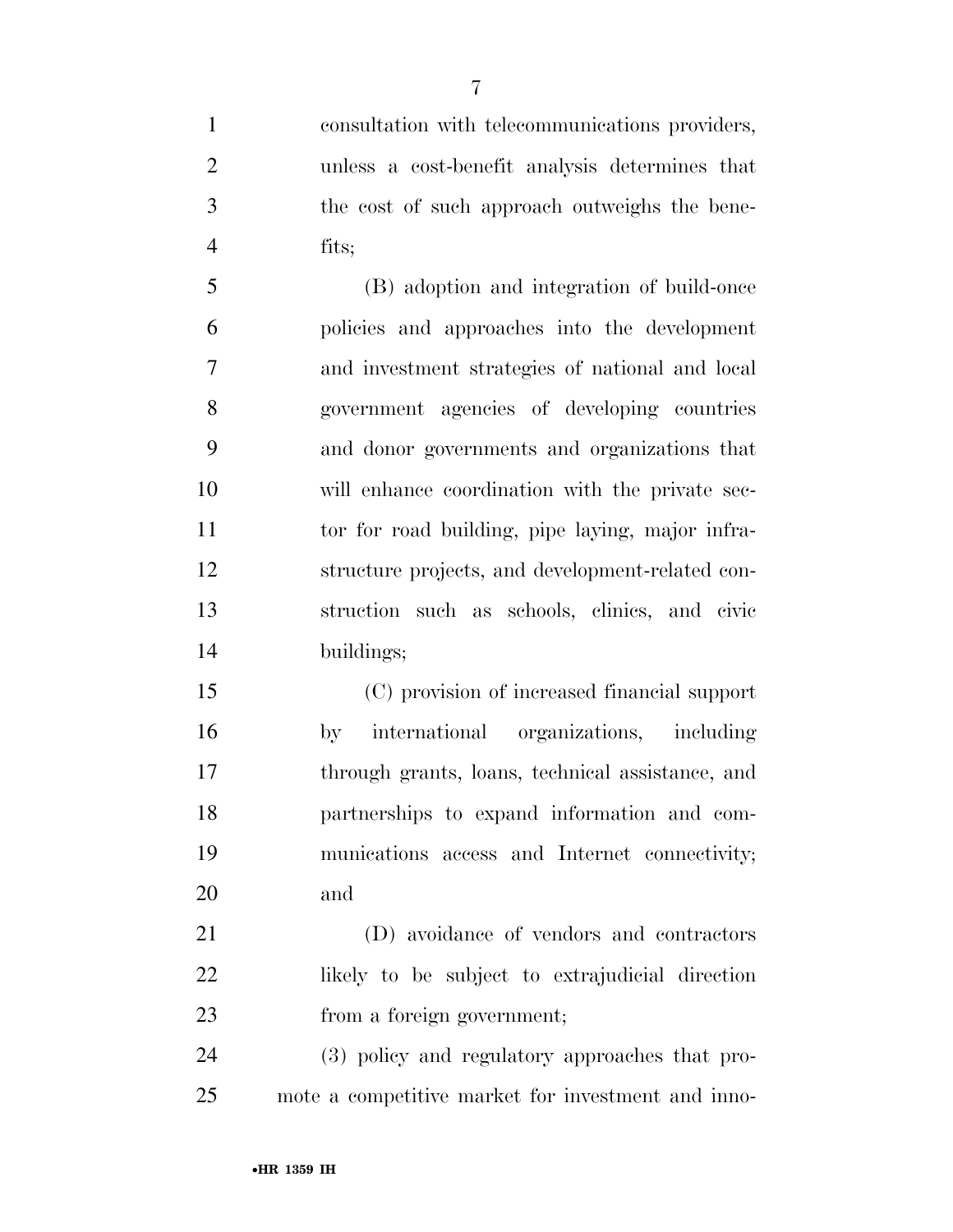consultation with telecommunications providers, unless a cost-benefit analysis determines that the cost of such approach outweighs the benefits;

(B) adoption and integration of build-once policies and approaches into the development and investment strategies of national and local government agencies of developing countries and donor governments and organizations that will enhance coordination with the private sector for road building, pipe laying, major infrastructure projects, and development-related construction such as schools, clinics, and civic buildings;

(C) provision of increased financial support by international organizations, including through grants, loans, technical assistance, and partnerships to expand information and communications access and Internet connectivity; and

(D) avoidance of vendors and contractors likely to be subject to extrajudicial direction from a foreign government;

(3) policy and regulatory approaches that promote a competitive market for investment and inno-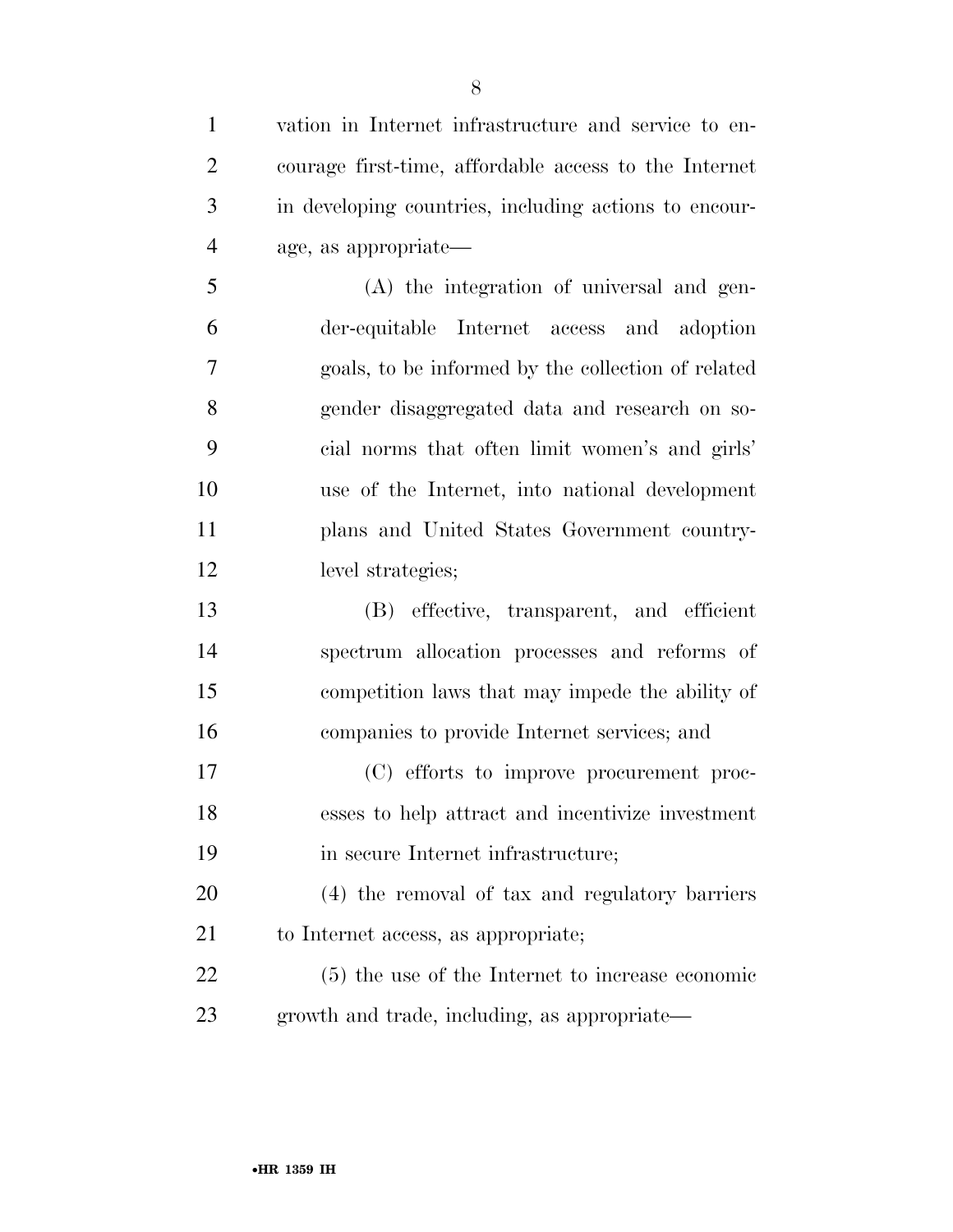vation in Internet infrastructure and service to encourage first-time, affordable access to the Internet in developing countries, including actions to encourage, as appropriate—

(A) the integration of universal and gender-equitable Internet access and adoption goals, to be informed by the collection of related gender disaggregated data and research on social norms that often limit women's and girls' use of the Internet, into national development plans and United States Government country-level strategies;

(B) effective, transparent, and efficient spectrum allocation processes and reforms of competition laws that may impede the ability of companies to provide Internet services; and

(C) efforts to improve procurement processes to help attract and incentivize investment in secure Internet infrastructure;

(4) the removal of tax and regulatory barriers to Internet access, as appropriate;

(5) the use of the Internet to increase economic growth and trade, including, as appropriate—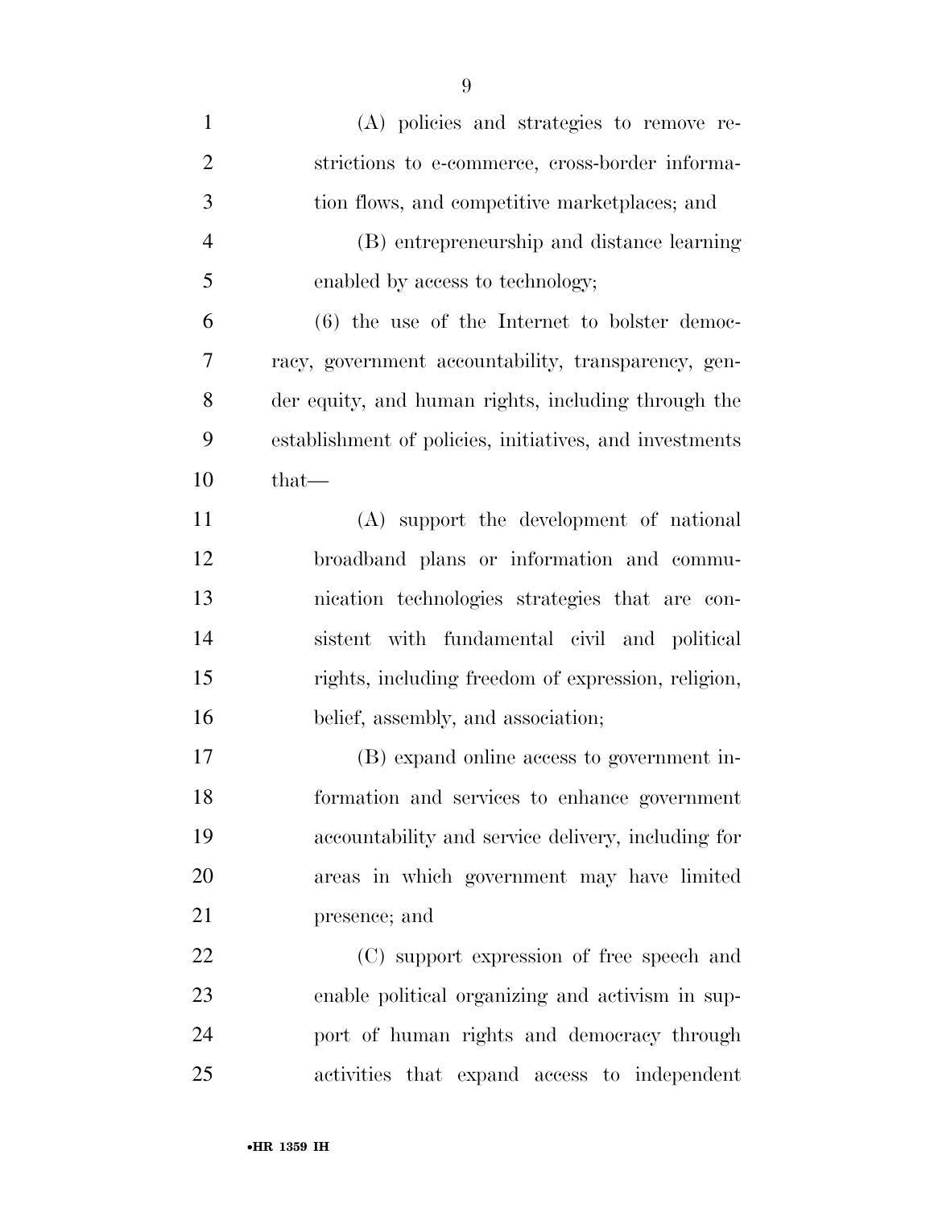(A) policies and strategies to remove restrictions to e-commerce, cross-border information flows, and competitive marketplaces; and

(B) entrepreneurship and distance learning enabled by access to technology;

(6) the use of the Internet to bolster democracy, government accountability, transparency, gender equity, and human rights, including through the establishment of policies, initiatives, and investments that—

(A) support the development of national broadband plans or information and communication technologies strategies that are consistent with fundamental civil and political rights, including freedom of expression, religion, belief, assembly, and association;

(B) expand online access to government information and services to enhance government accountability and service delivery, including for areas in which government may have limited presence; and

(C) support expression of free speech and enable political organizing and activism in support of human rights and democracy through activities that expand access to independent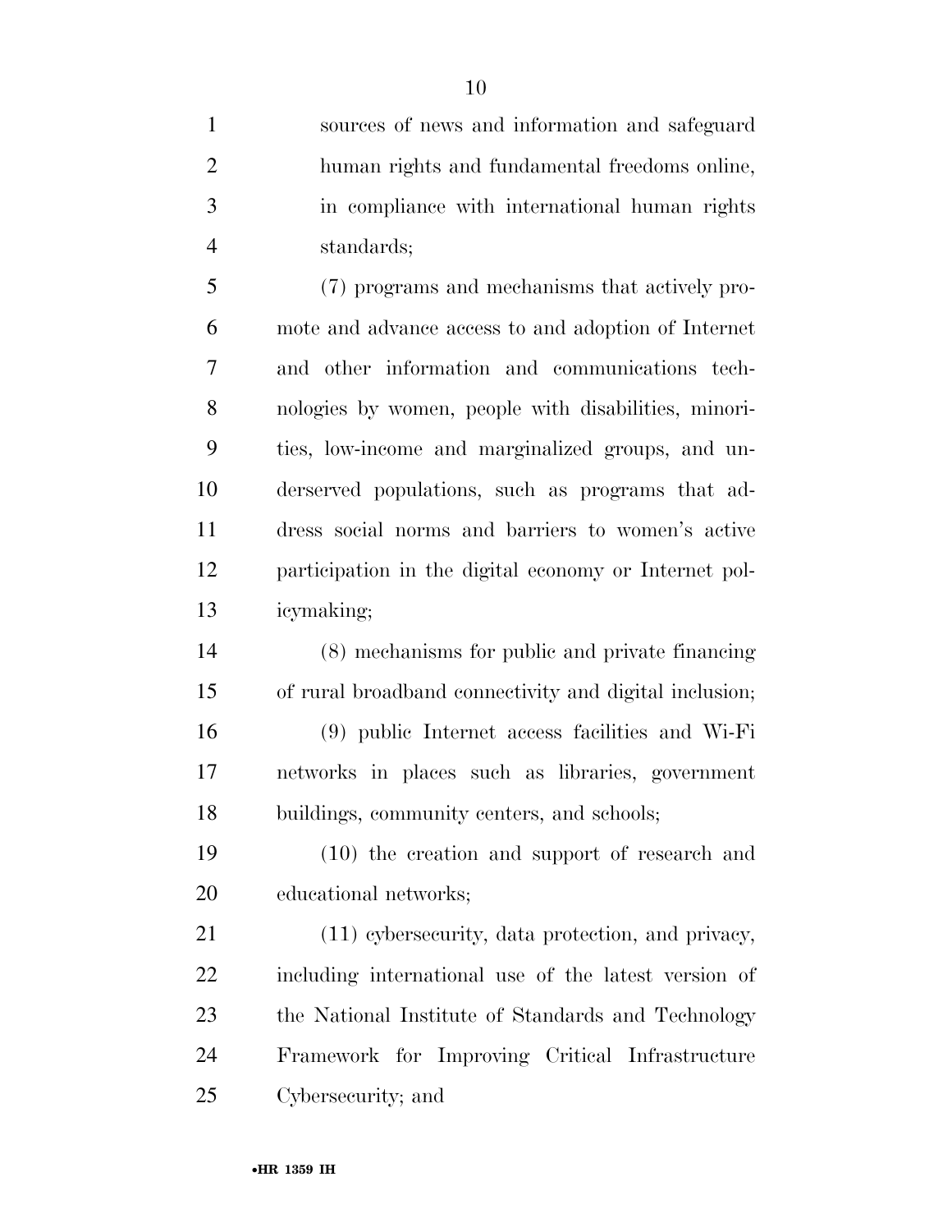sources of news and information and safeguard human rights and fundamental freedoms online, in compliance with international human rights standards;

(7) programs and mechanisms that actively promote and advance access to and adoption of Internet and other information and communications technologies by women, people with disabilities, minorities, low-income and marginalized groups, and underserved populations, such as programs that address social norms and barriers to women's active participation in the digital economy or Internet policymaking;

(8) mechanisms for public and private financing of rural broadband connectivity and digital inclusion;

(9) public Internet access facilities and Wi-Fi networks in places such as libraries, government buildings, community centers, and schools;

(10) the creation and support of research and educational networks;

(11) cybersecurity, data protection, and privacy, including international use of the latest version of the National Institute of Standards and Technology Framework for Improving Critical Infrastructure Cybersecurity; and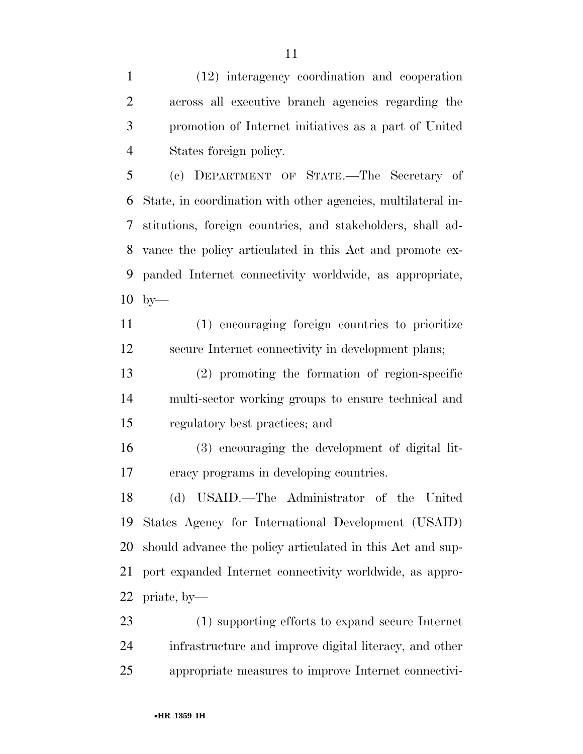(12) interagency coordination and cooperation across all executive branch agencies regarding the promotion of Internet initiatives as a part of United States foreign policy.

(c) DEPARTMENT OF STATE.—The Secretary of State, in coordination with other agencies, multilateral institutions, foreign countries, and stakeholders, shall advance the policy articulated in this Act and promote expanded Internet connectivity worldwide, as appropriate, by—

(1) encouraging foreign countries to prioritize secure Internet connectivity in development plans;

(2) promoting the formation of region-specific multi-sector working groups to ensure technical and regulatory best practices; and

(3) encouraging the development of digital literacy programs in developing countries.

(d) USAID.—The Administrator of the United States Agency for International Development (USAID) should advance the policy articulated in this Act and support expanded Internet connectivity worldwide, as appropriate, by—

(1) supporting efforts to expand secure Internet infrastructure and improve digital literacy, and other appropriate measures to improve Internet connectivi-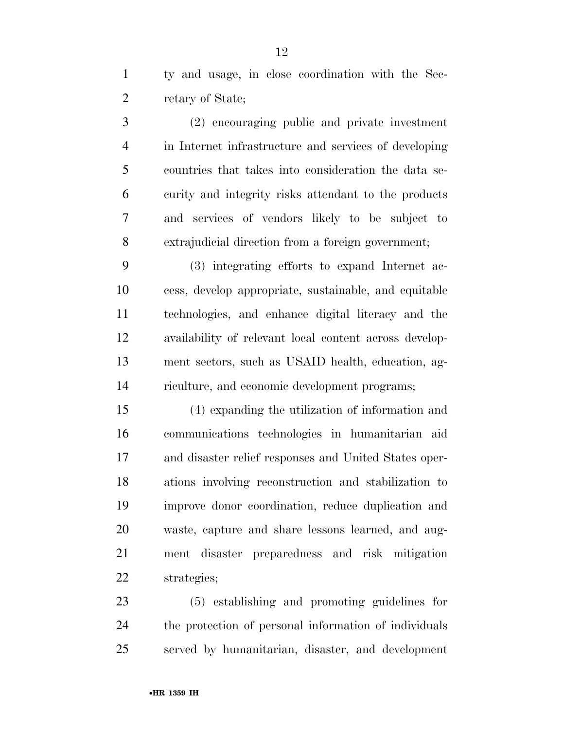ty and usage, in close coordination with the Secretary of State;

(2) encouraging public and private investment in Internet infrastructure and services of developing countries that takes into consideration the data security and integrity risks attendant to the products and services of vendors likely to be subject to extrajudicial direction from a foreign government;

(3) integrating efforts to expand Internet access, develop appropriate, sustainable, and equitable technologies, and enhance digital literacy and the availability of relevant local content across development sectors, such as USAID health, education, agriculture, and economic development programs;

(4) expanding the utilization of information and communications technologies in humanitarian aid and disaster relief responses and United States operations involving reconstruction and stabilization to improve donor coordination, reduce duplication and waste, capture and share lessons learned, and augment disaster preparedness and risk mitigation strategies;

(5) establishing and promoting guidelines for the protection of personal information of individuals served by humanitarian, disaster, and development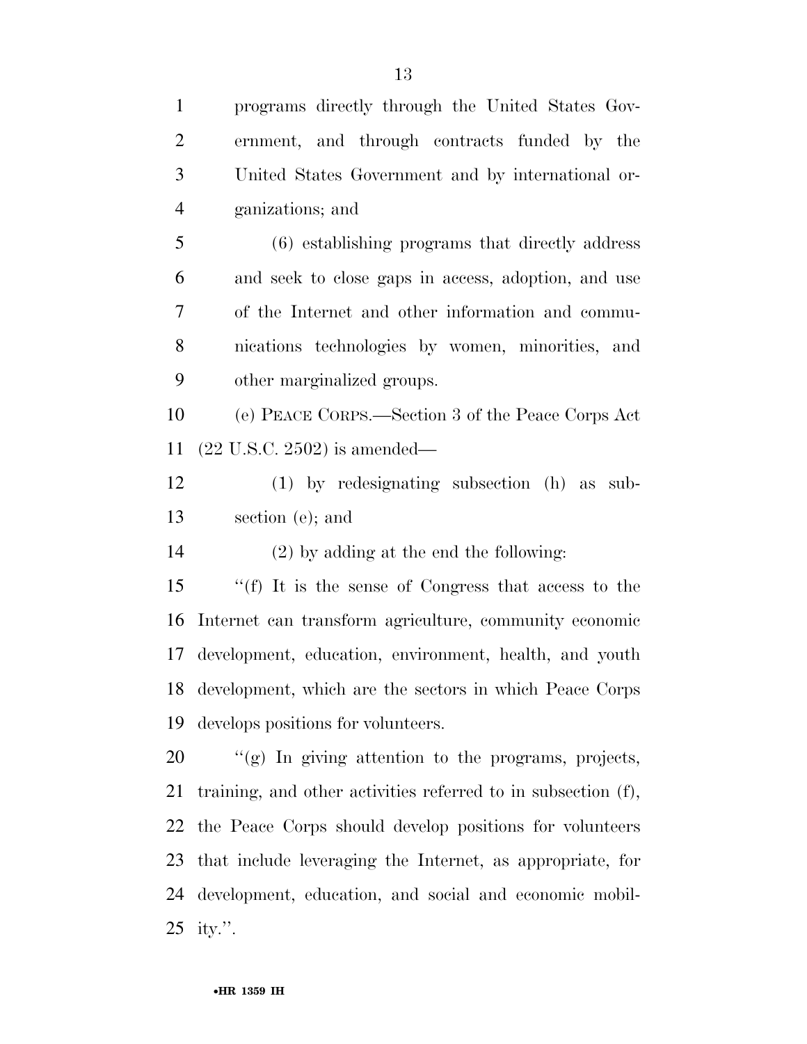programs directly through the United States Government, and through contracts funded by the United States Government and by international organizations; and

(6) establishing programs that directly address and seek to close gaps in access, adoption, and use of the Internet and other information and communications technologies by women, minorities, and other marginalized groups.

(e) PEACE CORPS.—Section 3 of the Peace Corps Act (22 U.S.C. 2502) is amended—

(1) by redesignating subsection (h) as subsection (e); and

(2) by adding at the end the following:

"(f) It is the sense of Congress that access to the Internet can transform agriculture, community economic development, education, environment, health, and youth development, which are the sectors in which Peace Corps develops positions for volunteers.

"(g) In giving attention to the programs, projects, training, and other activities referred to in subsection (f), the Peace Corps should develop positions for volunteers that include leveraging the Internet, as appropriate, for development, education, and social and economic mobility.".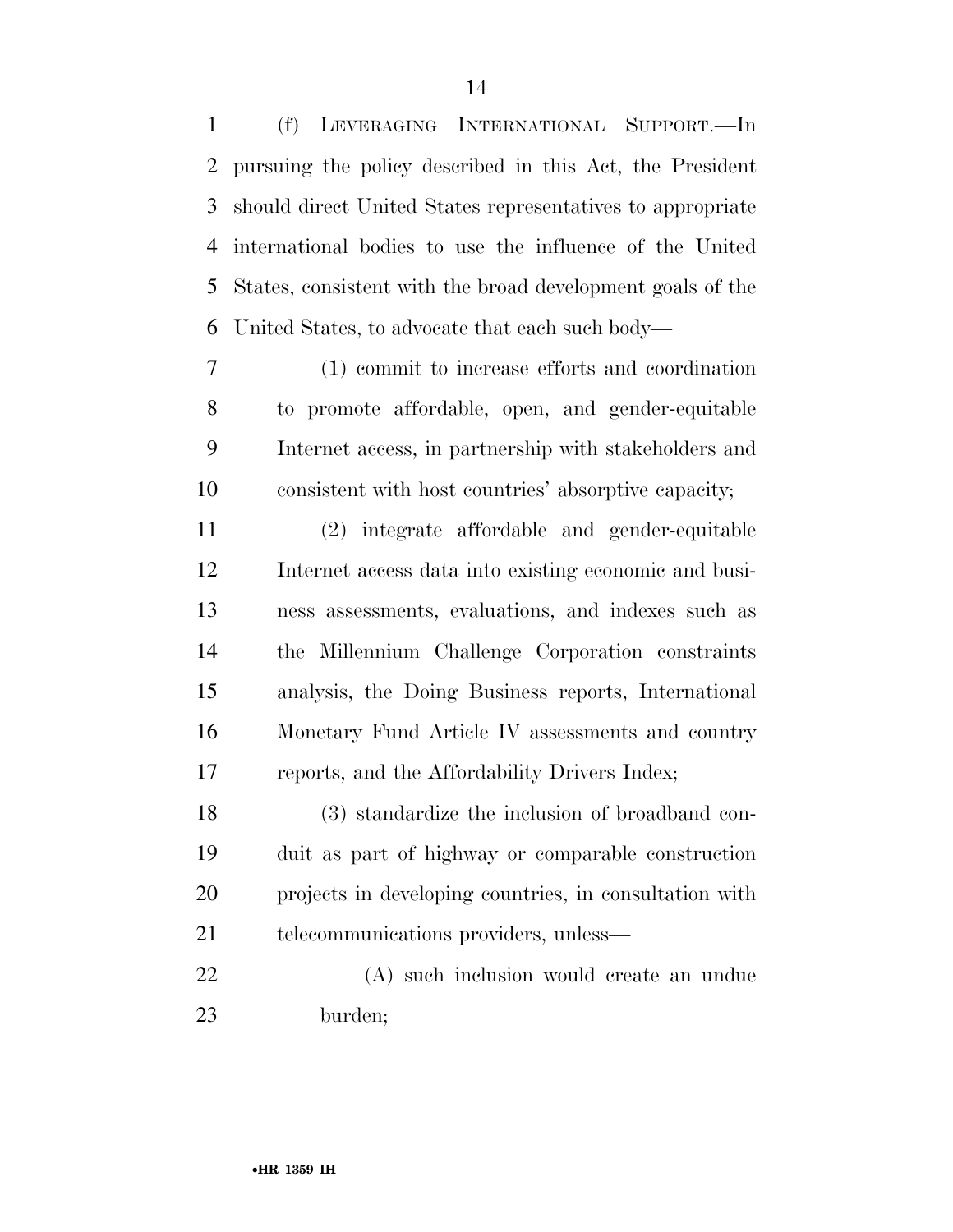(f) LEVERAGING INTERNATIONAL SUPPORT.—In pursuing the policy described in this Act, the President should direct United States representatives to appropriate international bodies to use the influence of the United States, consistent with the broad development goals of the United States, to advocate that each such body—

(1) commit to increase efforts and coordination to promote affordable, open, and gender-equitable Internet access, in partnership with stakeholders and consistent with host countries' absorptive capacity;

(2) integrate affordable and gender-equitable Internet access data into existing economic and business assessments, evaluations, and indexes such as the Millennium Challenge Corporation constraints analysis, the Doing Business reports, International Monetary Fund Article IV assessments and country reports, and the Affordability Drivers Index;

(3) standardize the inclusion of broadband conduit as part of highway or comparable construction projects in developing countries, in consultation with telecommunications providers, unless—

(A) such inclusion would create an undue burden;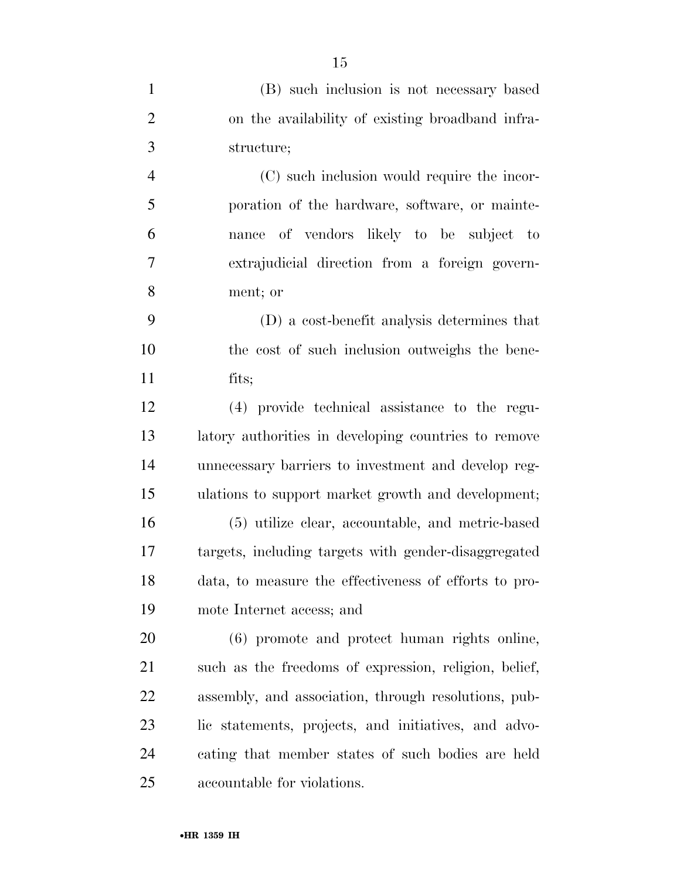(B) such inclusion is not necessary based on the availability of existing broadband infrastructure;

(C) such inclusion would require the incorporation of the hardware, software, or maintenance of vendors likely to be subject to extrajudicial direction from a foreign government; or

(D) a cost-benefit analysis determines that the cost of such inclusion outweighs the benefits;

(4) provide technical assistance to the regulatory authorities in developing countries to remove unnecessary barriers to investment and develop regulations to support market growth and development;

(5) utilize clear, accountable, and metric-based targets, including targets with gender-disaggregated data, to measure the effectiveness of efforts to promote Internet access; and

(6) promote and protect human rights online, such as the freedoms of expression, religion, belief, assembly, and association, through resolutions, public statements, projects, and initiatives, and advocating that member states of such bodies are held accountable for violations.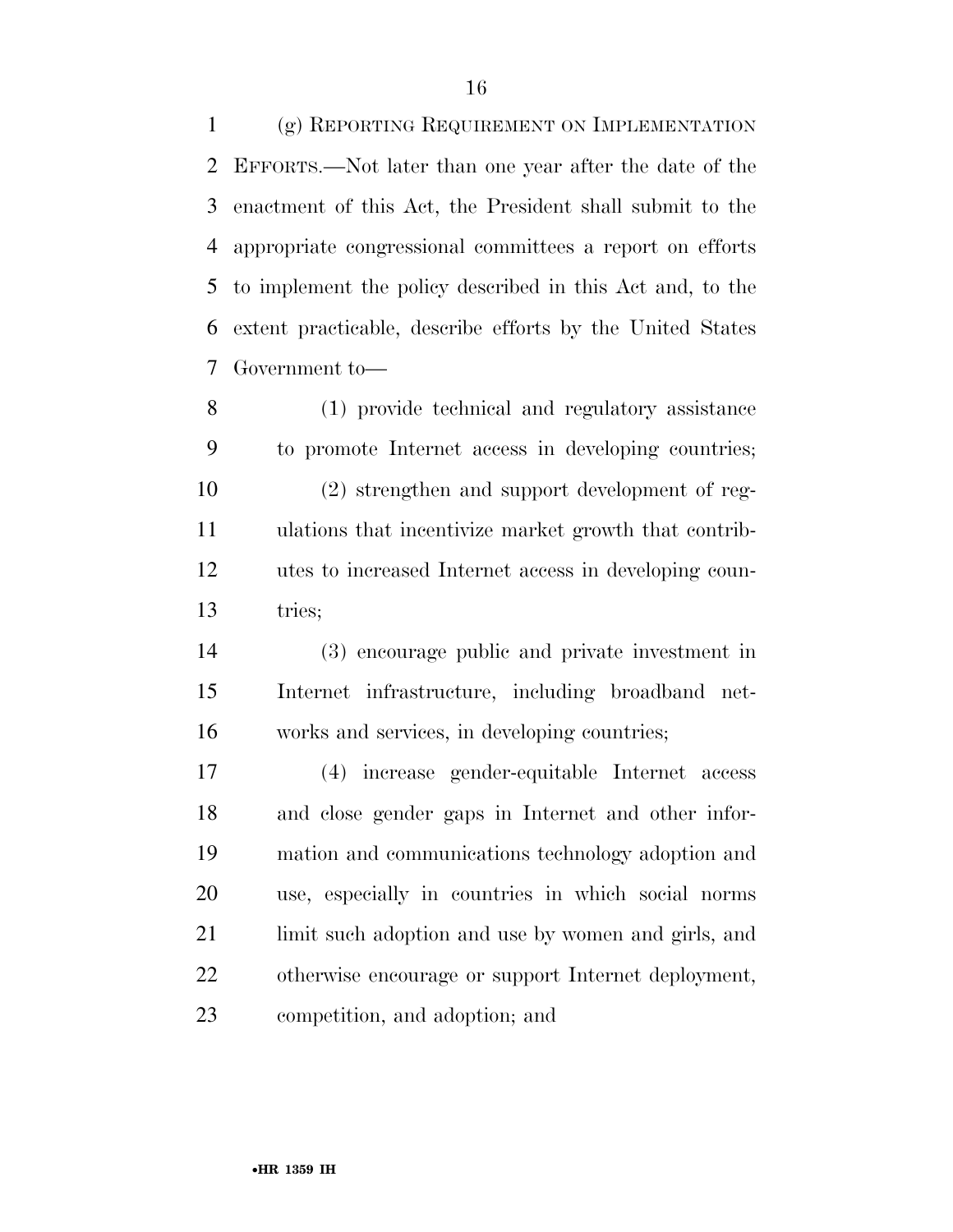(g) REPORTING REQUIREMENT ON IMPLEMENTATION EFFORTS.—Not later than one year after the date of the enactment of this Act, the President shall submit to the appropriate congressional committees a report on efforts to implement the policy described in this Act and, to the extent practicable, describe efforts by the United States Government to—

(1) provide technical and regulatory assistance to promote Internet access in developing countries;

(2) strengthen and support development of regulations that incentivize market growth that contributes to increased Internet access in developing countries;

(3) encourage public and private investment in Internet infrastructure, including broadband networks and services, in developing countries;

(4) increase gender-equitable Internet access and close gender gaps in Internet and other information and communications technology adoption and use, especially in countries in which social norms limit such adoption and use by women and girls, and otherwise encourage or support Internet deployment, competition, and adoption; and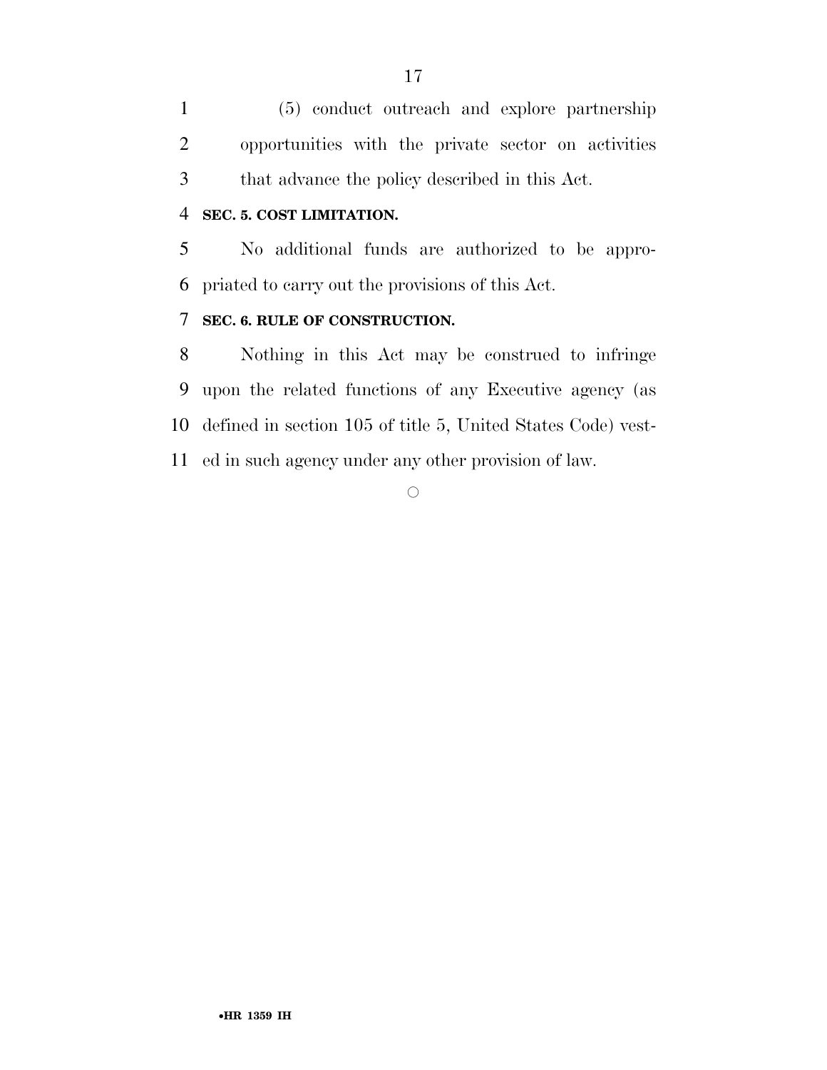(5) conduct outreach and explore partnership opportunities with the private sector on activities that advance the policy described in this Act.

**SEC. 5. COST LIMITATION.**

No additional funds are authorized to be appropriated to carry out the provisions of this Act.

**SEC. 6. RULE OF CONSTRUCTION.**

Nothing in this Act may be construed to infringe upon the related functions of any Executive agency (as defined in section 105 of title 5, United States Code) vested in such agency under any other provision of law.